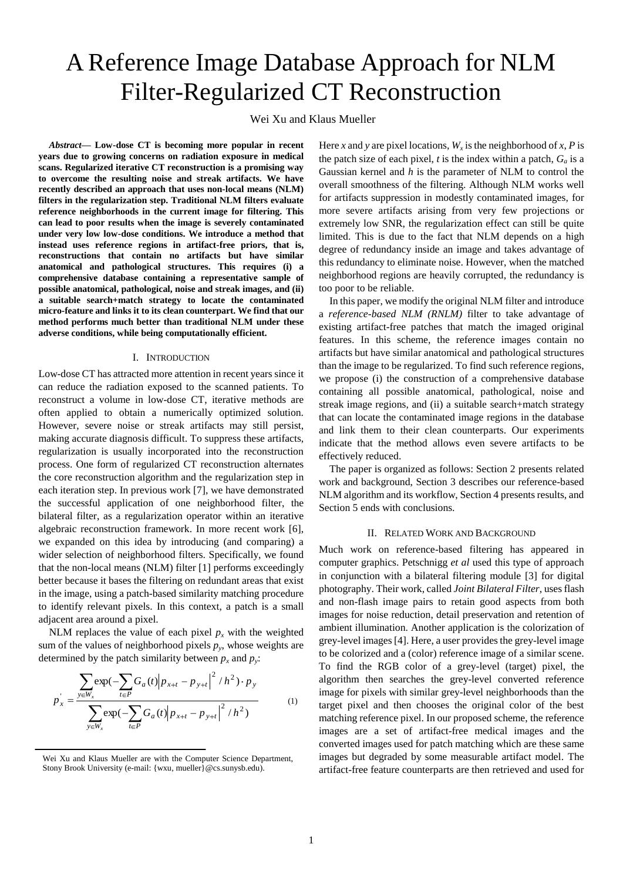# A Reference Image Database Approach for NLM Filter-Regularized CT Reconstruction

Wei Xu and Klaus Mueller

***Abstract*— Low-dose CT is becoming more popular in recent years due to growing concerns on radiation exposure in medical scans. Regularized iterative CT reconstruction is a promising way to overcome the resulting noise and streak artifacts. We have recently described an approach that uses non-local means (NLM) filters in the regularization step. Traditional NLM filters evaluate reference neighborhoods in the current image for filtering. This can lead to poor results when the image is severely contaminated under very low low-dose conditions. We introduce a method that instead uses reference regions in artifact-free priors, that is, reconstructions that contain no artifacts but have similar anatomical and pathological structures. This requires (i) a comprehensive database containing a representative sample of possible anatomical, pathological, noise and streak images, and (ii) a suitable search+match strategy to locate the contaminated micro-feature and links it to its clean counterpart. We find that our method performs much better than traditional NLM under these adverse conditions, while being computationally efficient.**

## I. Introduction

Low-dose CT has attracted more attention in recent years since it can reduce the radiation exposed to the scanned patients. To reconstruct a volume in low-dose CT, iterative methods are often applied to obtain a numerically optimized solution. However, severe noise or streak artifacts may still persist, making accurate diagnosis difficult. To suppress these artifacts, regularization is usually incorporated into the reconstruction process. One form of regularized CT reconstruction alternates the core reconstruction algorithm and the regularization step in each iteration step. In previous work [7], we have demonstrated the successful application of one neighborhood filter, the bilateral filter, as a regularization operator within an iterative algebraic reconstruction framework. In more recent work [6], we expanded on this idea by introducing (and comparing) a wider selection of neighborhood filters. Specifically, we found that the non-local means (NLM) filter [1] performs exceedingly better because it bases the filtering on redundant areas that exist in the image, using a patch-based similarity matching procedure to identify relevant pixels. In this context, a patch is a small adjacent area around a pixel.

NLM replaces the value of each pixel $p_x$ with the weighted sum of the values of neighborhood pixels $p_y$, whose weights are determined by the patch similarity between $p_x$ and $p_y$:

$$p_x^{'} = \frac{\sum_{y \in W_x} \exp\left(-\sum_{t \in P} G_a(t) \left| p_{x+t} - p_{y+t} \right|^2 / h^2\right) \cdot p_y}{\sum_{y \in W_x} \exp\left(-\sum_{t \in P} G_a(t) \left| p_{x+t} - p_{y+t} \right|^2 / h^2\right)} \quad (1)$$

Here $x$ and $y$ are pixel locations, $W_x$ is the neighborhood of $x$, $P$ is the patch size of each pixel, $t$ is the index within a patch, $G_a$ is a Gaussian kernel and $h$ is the parameter of NLM to control the overall smoothness of the filtering. Although NLM works well for artifacts suppression in modestly contaminated images, for more severe artifacts arising from very few projections or extremely low SNR, the regularization effect can still be quite limited. This is due to the fact that NLM depends on a high degree of redundancy inside an image and takes advantage of this redundancy to eliminate noise. However, when the matched neighborhood regions are heavily corrupted, the redundancy is too poor to be reliable.

In this paper, we modify the original NLM filter and introduce a *reference-based NLM (RNLM)* filter to take advantage of existing artifact-free patches that match the imaged original features. In this scheme, the reference images contain no artifacts but have similar anatomical and pathological structures than the image to be regularized. To find such reference regions, we propose (i) the construction of a comprehensive database containing all possible anatomical, pathological, noise and streak image regions, and (ii) a suitable search+match strategy that can locate the contaminated image regions in the database and link them to their clean counterparts. Our experiments indicate that the method allows even severe artifacts to be effectively reduced.

The paper is organized as follows: Section 2 presents related work and background, Section 3 describes our reference-based NLM algorithm and its workflow, Section 4 presents results, and Section 5 ends with conclusions.

## II. Related Work and Background

Much work on reference-based filtering has appeared in computer graphics. Petschnigg *et al* used this type of approach in conjunction with a bilateral filtering module [3] for digital photography. Their work, called *Joint Bilateral Filter*, uses flash and non-flash image pairs to retain good aspects from both images for noise reduction, detail preservation and retention of ambient illumination. Another application is the colorization of grey-level images [4]. Here, a user provides the grey-level image to be colorized and a (color) reference image of a similar scene. To find the RGB color of a grey-level (target) pixel, the algorithm then searches the grey-level converted reference image for pixels with similar grey-level neighborhoods than the target pixel and then chooses the original color of the best matching reference pixel. In our proposed scheme, the reference images are a set of artifact-free medical images and the converted images used for patch matching which are these same images but degraded by some measurable artifact model. The artifact-free feature counterparts are then retrieved and used for

Wei Xu and Klaus Mueller are with the Computer Science Department, Stony Brook University (e-mail: {wxu, mueller}@cs.sunysb.edu).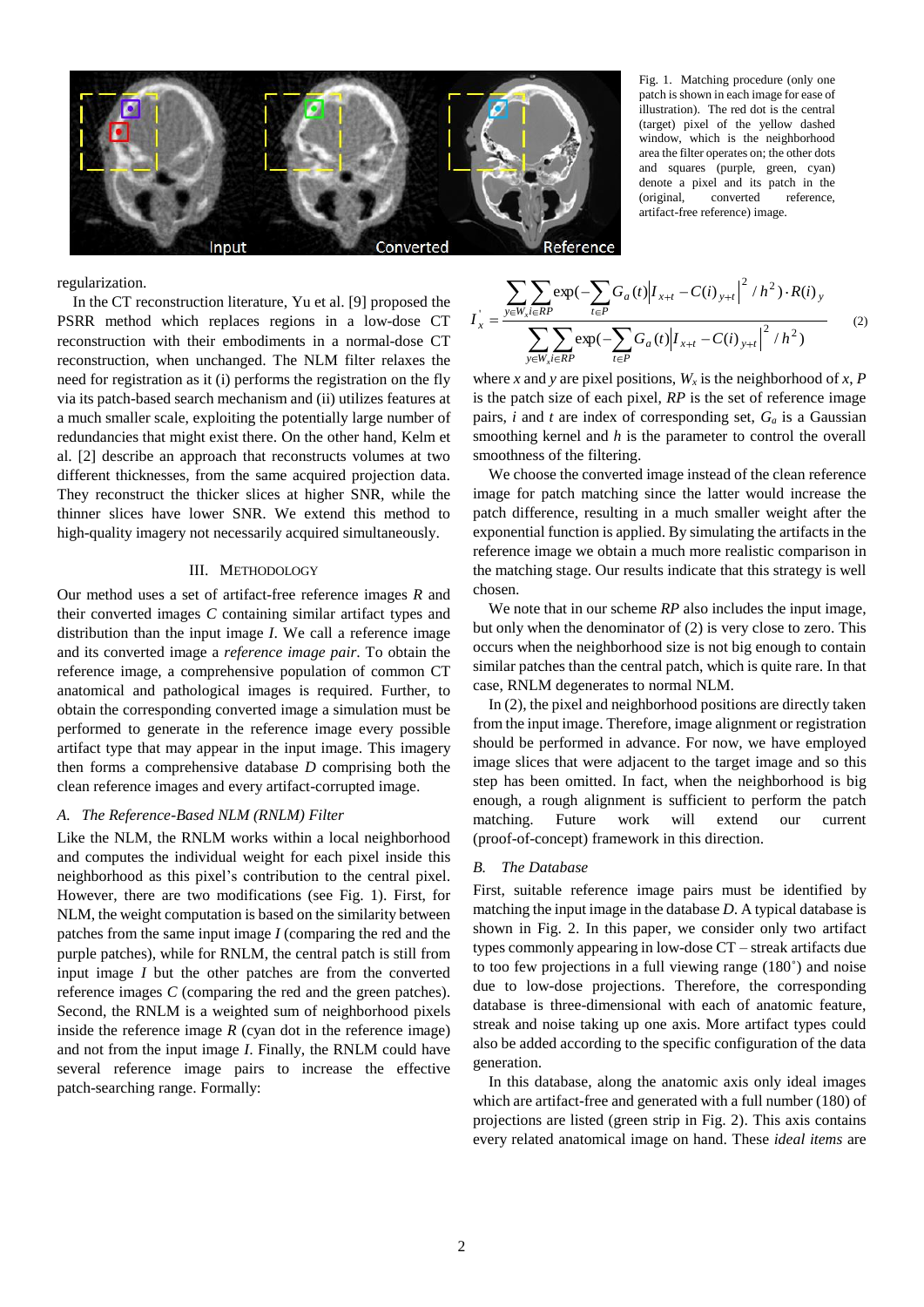Fig. 1. Matching procedure (only one patch is shown in each image for ease of illustration). The red dot is the central (target) pixel of the yellow dashed window, which is the neighborhood area the filter operates on; the other dots and squares (purple, green, cyan) denote a pixel and its patch in the (original, converted reference, artifact-free reference) image.

regularization.

In the CT reconstruction literature, Yu et al. [9] proposed the PSRR method which replaces regions in a low-dose CT reconstruction with their embodiments in a normal-dose CT reconstruction, when unchanged. The NLM filter relaxes the need for registration as it (i) performs the registration on the fly via its patch-based search mechanism and (ii) utilizes features at a much smaller scale, exploiting the potentially large number of redundancies that might exist there. On the other hand, Kelm et al. [2] describe an approach that reconstructs volumes at two different thicknesses, from the same acquired projection data. They reconstruct the thicker slices at higher SNR, while the thinner slices have lower SNR. We extend this method to high-quality imagery not necessarily acquired simultaneously.

## III. Methodology

Our method uses a set of artifact-free reference images $R$ and their converted images $C$ containing similar artifact types and distribution than the input image $I$. We call a reference image and its converted image a *reference image pair*. To obtain the reference image, a comprehensive population of common CT anatomical and pathological images is required. Further, to obtain the corresponding converted image a simulation must be performed to generate in the reference image every possible artifact type that may appear in the input image. This imagery then forms a comprehensive database $D$ comprising both the clean reference images and every artifact-corrupted image.

### A. The Reference-Based NLM (RNLM) Filter

Like the NLM, the RNLM works within a local neighborhood and computes the individual weight for each pixel inside this neighborhood as this pixel's contribution to the central pixel. However, there are two modifications (see Fig. 1). First, for NLM, the weight computation is based on the similarity between patches from the same input image $I$ (comparing the red and the purple patches), while for RNLM, the central patch is still from input image $I$ but the other patches are from the converted reference images $C$ (comparing the red and the green patches). Second, the RNLM is a weighted sum of neighborhood pixels inside the reference image $R$ (cyan dot in the reference image) and not from the input image $I$. Finally, the RNLM could have several reference image pairs to increase the effective patch-searching range. Formally:

$$I_x^{'} = \frac{\sum_{y \in W_x, i \in RP} \exp\left(-\sum_{t \in P} G_a(t) \left| I_{x+t} - C(i)_{y+t} \right|^2 / h^2\right) \cdot R(i)_y}{\sum_{y \in W_x, i \in RP} \exp\left(-\sum_{t \in P} G_a(t) \left| I_{x+t} - C(i)_{y+t} \right|^2 / h^2\right)} \quad (2)$$

where $x$ and $y$ are pixel positions, $W_x$ is the neighborhood of $x$, $P$ is the patch size of each pixel, $RP$ is the set of reference image pairs, $i$ and $t$ are index of corresponding set, $G_a$ is a Gaussian smoothing kernel and $h$ is the parameter to control the overall smoothness of the filtering.

We choose the converted image instead of the clean reference image for patch matching since the latter would increase the patch difference, resulting in a much smaller weight after the exponential function is applied. By simulating the artifacts in the reference image we obtain a much more realistic comparison in the matching stage. Our results indicate that this strategy is well chosen.

We note that in our scheme $RP$ also includes the input image, but only when the denominator of (2) is very close to zero. This occurs when the neighborhood size is not big enough to contain similar patches than the central patch, which is quite rare. In that case, RNLM degenerates to normal NLM.

In (2), the pixel and neighborhood positions are directly taken from the input image. Therefore, image alignment or registration should be performed in advance. For now, we have employed image slices that were adjacent to the target image and so this step has been omitted. In fact, when the neighborhood is big enough, a rough alignment is sufficient to perform the patch matching. Future work will extend our current (proof-of-concept) framework in this direction.

### B. The Database

First, suitable reference image pairs must be identified by matching the input image in the database $D$. A typical database is shown in Fig. 2. In this paper, we consider only two artifact types commonly appearing in low-dose CT – streak artifacts due to too few projections in a full viewing range (180˚) and noise due to low-dose projections. Therefore, the corresponding database is three-dimensional with each of anatomic feature, streak and noise taking up one axis. More artifact types could also be added according to the specific configuration of the data generation.

In this database, along the anatomic axis only ideal images which are artifact-free and generated with a full number (180) of projections are listed (green strip in Fig. 2). This axis contains every related anatomical image on hand. These *ideal items* are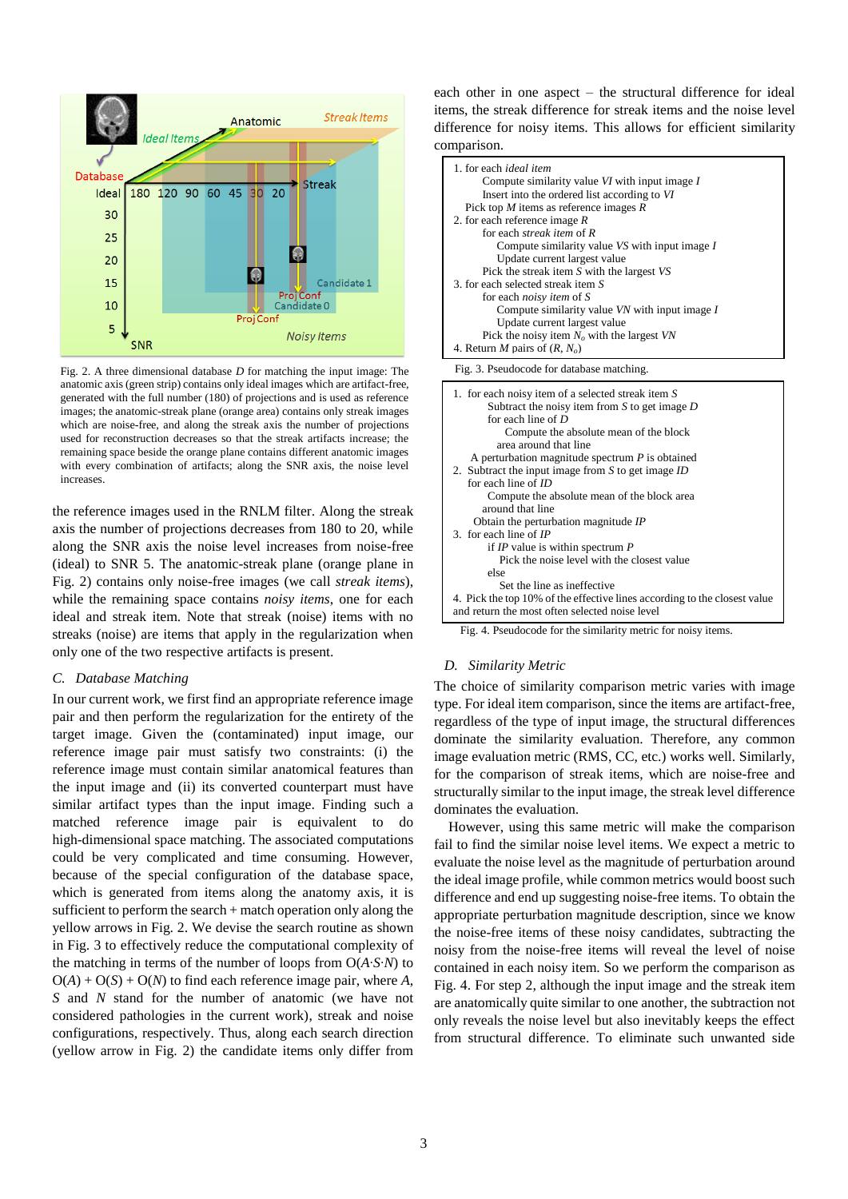Fig. 2. A three dimensional database $D$ for matching the input image: The anatomic axis (green strip) contains only ideal images which are artifact-free, generated with the full number (180) of projections and is used as reference images; the anatomic-streak plane (orange area) contains only streak images which are noise-free, and along the streak axis the number of projections used for reconstruction decreases so that the streak artifacts increase; the remaining space beside the orange plane contains different anatomic images with every combination of artifacts; along the SNR axis, the noise level increases.

the reference images used in the RNLM filter. Along the streak axis the number of projections decreases from 180 to 20, while along the SNR axis the noise level increases from noise-free (ideal) to SNR 5. The anatomic-streak plane (orange plane in Fig. 2) contains only noise-free images (we call *streak items*), while the remaining space contains *noisy items*, one for each ideal and streak item. Note that streak (noise) items with no streaks (noise) are items that apply in the regularization when only one of the two respective artifacts is present.

### C. Database Matching

In our current work, we first find an appropriate reference image pair and then perform the regularization for the entirety of the target image. Given the (contaminated) input image, our reference image pair must satisfy two constraints: (i) the reference image must contain similar anatomical features than the input image and (ii) its converted counterpart must have similar artifact types than the input image. Finding such a matched reference image pair is equivalent to do high-dimensional space matching. The associated computations could be very complicated and time consuming. However, because of the special configuration of the database space, which is generated from items along the anatomy axis, it is sufficient to perform the search + match operation only along the yellow arrows in Fig. 2. We devise the search routine as shown in Fig. 3 to effectively reduce the computational complexity of the matching in terms of the number of loops from $O(A{\cdot}S{\cdot}N)$ to $O(A) + O(S) + O(N)$ to find each reference image pair, where $A$, $S$ and $N$ stand for the number of anatomic (we have not considered pathologies in the current work), streak and noise configurations, respectively. Thus, along each search direction (yellow arrow in Fig. 2) the candidate items only differ from each other in one aspect – the structural difference for ideal items, the streak difference for streak items and the noise level difference for noisy items. This allows for efficient similarity comparison.

```
1. for each ideal item
       Compute similarity value VI with input image I
       Insert into the ordered list according to VI
   Pick top M items as reference images R
2. for each reference image R
       for each streak item of R
           Compute similarity value VS with input image I
           Update current largest value
       Pick the streak item S with the largest VS
3. for each selected streak item S
       for each noisy item of S
           Compute similarity value VN with input image I
           Update current largest value
       Pick the noisy item N_o with the largest VN
4. Return M pairs of (R, N_o)
```

Fig. 3. Pseudocode for database matching.

```
1. for each noisy item of a selected streak item S
       Subtract the noisy item from S to get image D
       for each line of D
           Compute the absolute mean of the block
           area around that line
   A perturbation magnitude spectrum P is obtained
2. Subtract the input image from S to get image ID
   for each line of ID
       Compute the absolute mean of the block area
       around that line
   Obtain the perturbation magnitude IP
3. for each line of IP
       if IP value is within spectrum P
           Pick the noise level with the closest value
       else
           Set the line as ineffective
4. Pick the top 10% of the effective lines according to the closest value
   and return the most often selected noise level
```

Fig. 4. Pseudocode for the similarity metric for noisy items.

### D. Similarity Metric

The choice of similarity comparison metric varies with image type. For ideal item comparison, since the items are artifact-free, regardless of the type of input image, the structural differences dominate the similarity evaluation. Therefore, any common image evaluation metric (RMS, CC, etc.) works well. Similarly, for the comparison of streak items, which are noise-free and structurally similar to the input image, the streak level difference dominates the evaluation.

However, using this same metric will make the comparison fail to find the similar noise level items. We expect a metric to evaluate the noise level as the magnitude of perturbation around the ideal image profile, while common metrics would boost such difference and end up suggesting noise-free items. To obtain the appropriate perturbation magnitude description, since we know the noise-free items of these noisy candidates, subtracting the noisy from the noise-free items will reveal the level of noise contained in each noisy item. So we perform the comparison as Fig. 4. For step 2, although the input image and the streak item are anatomically quite similar to one another, the subtraction not only reveals the noise level but also inevitably keeps the effect from structural difference. To eliminate such unwanted side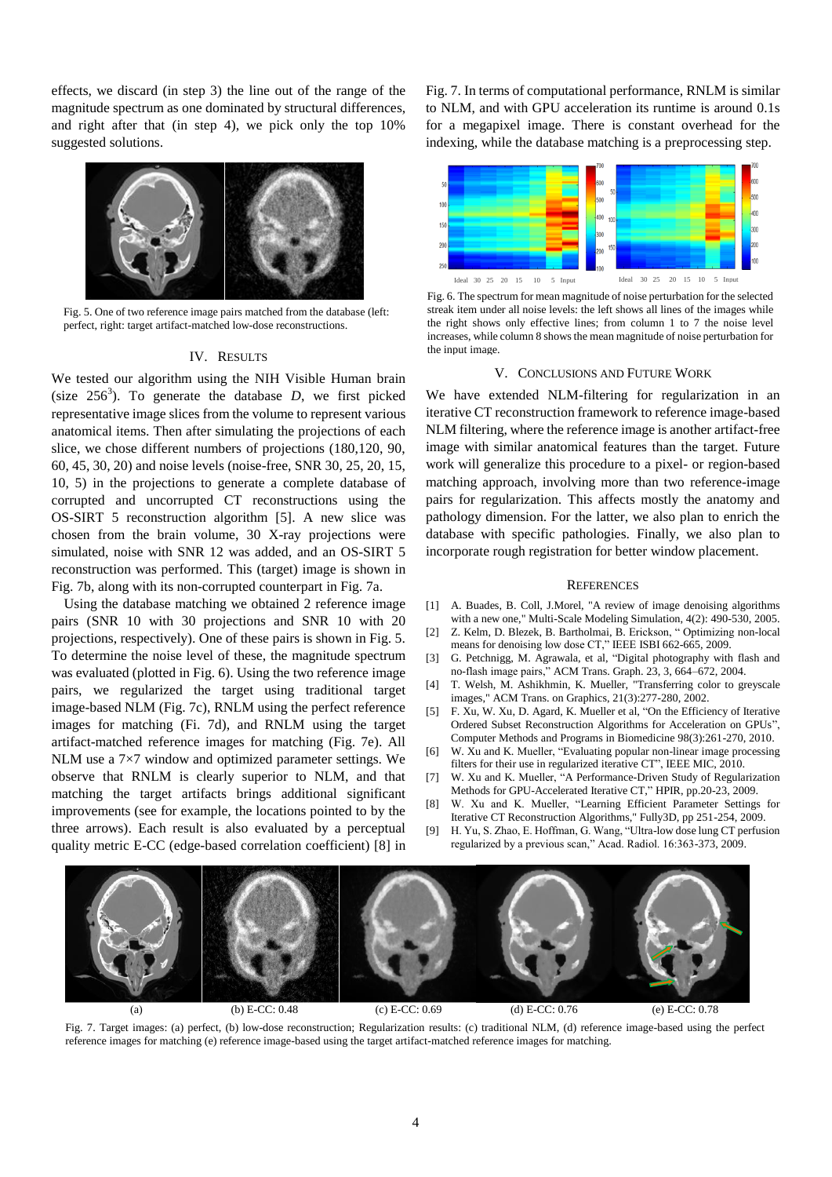effects, we discard (in step 3) the line out of the range of the magnitude spectrum as one dominated by structural differences, and right after that (in step 4), we pick only the top 10% suggested solutions.

Fig. 5. One of two reference image pairs matched from the database (left: perfect, right: target artifact-matched low-dose reconstructions.

## IV. Results

We tested our algorithm using the NIH Visible Human brain (size $256^3$). To generate the database *D*, we first picked representative image slices from the volume to represent various anatomical items. Then after simulating the projections of each slice, we chose different numbers of projections (180,120, 90, 60, 45, 30, 20) and noise levels (noise-free, SNR 30, 25, 20, 15, 10, 5) in the projections to generate a complete database of corrupted and uncorrupted CT reconstructions using the OS-SIRT 5 reconstruction algorithm [5]. A new slice was chosen from the brain volume, 30 X-ray projections were simulated, noise with SNR 12 was added, and an OS-SIRT 5 reconstruction was performed. This (target) image is shown in Fig. 7b, along with its non-corrupted counterpart in Fig. 7a.

Using the database matching we obtained 2 reference image pairs (SNR 10 with 30 projections and SNR 10 with 20 projections, respectively). One of these pairs is shown in Fig. 5. To determine the noise level of these, the magnitude spectrum was evaluated (plotted in Fig. 6). Using the two reference image pairs, we regularized the target using traditional target image-based NLM (Fig. 7c), RNLM using the perfect reference images for matching (Fi. 7d), and RNLM using the target artifact-matched reference images for matching (Fig. 7e). All NLM use a 7×7 window and optimized parameter settings. We observe that RNLM is clearly superior to NLM, and that matching the target artifacts brings additional significant improvements (see for example, the locations pointed to by the three arrows). Each result is also evaluated by a perceptual quality metric E-CC (edge-based correlation coefficient) [8] in Fig. 7. In terms of computational performance, RNLM is similar to NLM, and with GPU acceleration its runtime is around 0.1s for a megapixel image. There is constant overhead for the indexing, while the database matching is a preprocessing step.

Ideal 30 25 20 15 10 5 Input

Ideal 30 25 20 15 10 5 Input

Fig. 6. The spectrum for mean magnitude of noise perturbation for the selected streak item under all noise levels: the left shows all lines of the images while the right shows only effective lines; from column 1 to 7 the noise level increases, while column 8 shows the mean magnitude of noise perturbation for the input image.

## V. Conclusions and Future Work

We have extended NLM-filtering for regularization in an iterative CT reconstruction framework to reference image-based NLM filtering, where the reference image is another artifact-free image with similar anatomical features than the target. Future work will generalize this procedure to a pixel- or region-based matching approach, involving more than two reference-image pairs for regularization. This affects mostly the anatomy and pathology dimension. For the latter, we also plan to enrich the database with specific pathologies. Finally, we also plan to incorporate rough registration for better window placement.

## References

[1] A. Buades, B. Coll, J.Morel, "A review of image denoising algorithms with a new one," Multi-Scale Modeling Simulation, 4(2): 490-530, 2005.

[2] Z. Kelm, D. Blezek, B. Bartholmai, B. Erickson, " Optimizing non-local means for denoising low dose CT," IEEE ISBI 662-665, 2009.

[3] G. Petchnigg, M. Agrawala, et al, "Digital photography with flash and no-flash image pairs," ACM Trans. Graph. 23, 3, 664–672, 2004.

[4] T. Welsh, M. Ashikhmin, K. Mueller, "Transferring color to greyscale images," ACM Trans. on Graphics, 21(3):277-280, 2002.

[5] F. Xu, W. Xu, D. Agard, K. Mueller et al, "On the Efficiency of Iterative Ordered Subset Reconstruction Algorithms for Acceleration on GPUs", Computer Methods and Programs in Biomedicine 98(3):261-270, 2010.

[6] W. Xu and K. Mueller, "Evaluating popular non-linear image processing filters for their use in regularized iterative CT", IEEE MIC, 2010.

[7] W. Xu and K. Mueller, "A Performance-Driven Study of Regularization Methods for GPU-Accelerated Iterative CT," HPIR, pp.20-23, 2009.

[8] W. Xu and K. Mueller, "Learning Efficient Parameter Settings for Iterative CT Reconstruction Algorithms," Fully3D, pp 251-254, 2009.

[9] H. Yu, S. Zhao, E. Hoffman, G. Wang, "Ultra-low dose lung CT perfusion regularized by a previous scan," Acad. Radiol. 16:363-373, 2009.

(a) (b) E-CC: 0.48 (c) E-CC: 0.69 (d) E-CC: 0.76 (e) E-CC: 0.78

Fig. 7. Target images: (a) perfect, (b) low-dose reconstruction; Regularization results: (c) traditional NLM, (d) reference image-based using the perfect reference images for matching (e) reference image-based using the target artifact-matched reference images for matching.